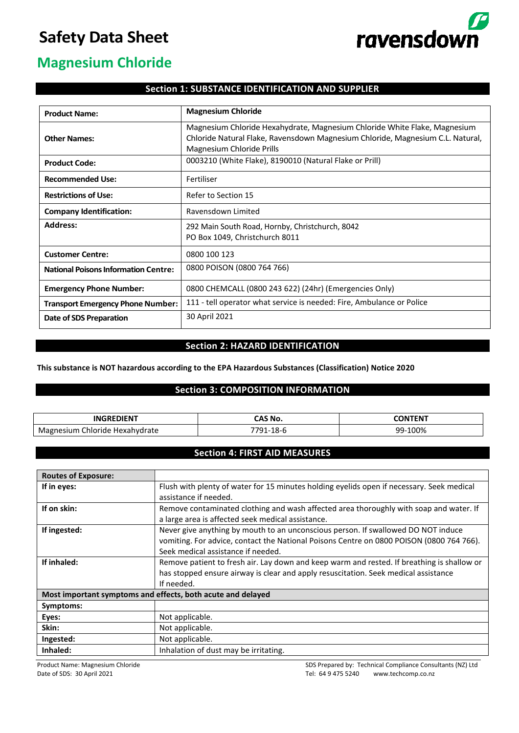// Safety Data Sheet

# Magnesium Chloride

## Section 1: SUBSTANCE IDENTIFICATION AND SUPPLIER

| | |
|---|---|
| **Product Name:** | **Magnesium Chloride** |
| **Other Names:** | Magnesium Chloride Hexahydrate, Magnesium Chloride White Flake, Magnesium Chloride Natural Flake, Ravensdown Magnesium Chloride, Magnesium C.L. Natural, Magnesium Chloride Prills |
| **Product Code:** | 0003210 (White Flake), 8190010 (Natural Flake or Prill) |
| **Recommended Use:** | Fertiliser |
| **Restrictions of Use:** | Refer to Section 15 |
| **Company Identification:** | Ravensdown Limited |
| **Address:** | 292 Main South Road, Hornby, Christchurch, 8042<br>PO Box 1049, Christchurch 8011 |
| **Customer Centre:** | 0800 100 123 |
| **National Poisons Information Centre:** | 0800 POISON (0800 764 766) |
| **Emergency Phone Number:** | 0800 CHEMCALL (0800 243 622) (24hr) (Emergencies Only) |
| **Transport Emergency Phone Number:** | 111 - tell operator what service is needed: Fire, Ambulance or Police |
| **Date of SDS Preparation** | 30 April 2021 |

## Section 2: HAZARD IDENTIFICATION

**This substance is NOT hazardous according to the EPA Hazardous Substances (Classification) Notice 2020**

## Section 3: COMPOSITION INFORMATION

| INGREDIENT | CAS No. | CONTENT |
|---|---|---|
| Magnesium Chloride Hexahydrate | 7791-18-6 | 99-100% |

## Section 4: FIRST AID MEASURES

| **Routes of Exposure:** | |
|---|---|
| **If in eyes:** | Flush with plenty of water for 15 minutes holding eyelids open if necessary. Seek medical assistance if needed. |
| **If on skin:** | Remove contaminated clothing and wash affected area thoroughly with soap and water. If a large area is affected seek medical assistance. |
| **If ingested:** | Never give anything by mouth to an unconscious person. If swallowed DO NOT induce vomiting. For advice, contact the National Poisons Centre on 0800 POISON (0800 764 766). Seek medical assistance if needed. |
| **If inhaled:** | Remove patient to fresh air. Lay down and keep warm and rested. If breathing is shallow or has stopped ensure airway is clear and apply resuscitation. Seek medical assistance If needed. |
| **Most important symptoms and effects, both acute and delayed** | |
| **Symptoms:** | |
| **Eyes:** | Not applicable. |
| **Skin:** | Not applicable. |
| **Ingested:** | Not applicable. |
| **Inhaled:** | Inhalation of dust may be irritating. |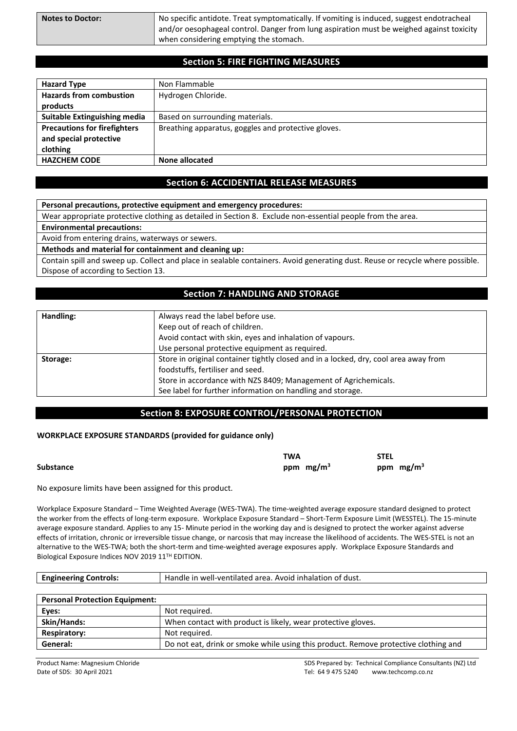| Notes to Doctor: | No specific antidote. Treat symptomatically. If vomiting is induced, suggest endotracheal and/or oesophageal control. Danger from lung aspiration must be weighed against toxicity when considering emptying the stomach. |
|---|---|

## Section 5: FIRE FIGHTING MEASURES

| Hazard Type | Non Flammable |
|---|---|
| **Hazards from combustion products** | Hydrogen Chloride. |
| **Suitable Extinguishing media** | Based on surrounding materials. |
| **Precautions for firefighters and special protective clothing** | Breathing apparatus, goggles and protective gloves. |
| **HAZCHEM CODE** | **None allocated** |

## Section 6: ACCIDENTAL RELEASE MEASURES

**Personal precautions, protective equipment and emergency procedures:**

Wear appropriate protective clothing as detailed in Section 8. Exclude non-essential people from the area.

**Environmental precautions:**

Avoid from entering drains, waterways or sewers.

**Methods and material for containment and cleaning up:**

Contain spill and sweep up. Collect and place in sealable containers. Avoid generating dust. Reuse or recycle where possible. Dispose of according to Section 13.

## Section 7: HANDLING AND STORAGE

| Handling: | Always read the label before use.<br>Keep out of reach of children.<br>Avoid contact with skin, eyes and inhalation of vapours.<br>Use personal protective equipment as required. |
|---|---|
| **Storage:** | Store in original container tightly closed and in a locked, dry, cool area away from foodstuffs, fertiliser and seed.<br>Store in accordance with NZS 8409; Management of Agrichemicals.<br>See label for further information on handling and storage. |

## Section 8: EXPOSURE CONTROL/PERSONAL PROTECTION

**WORKPLACE EXPOSURE STANDARDS (provided for guidance only)**

| Substance | TWA ppm $mg/m^3$ | STEL ppm $mg/m^3$ |
|---|---|---|

No exposure limits have been assigned for this product.

Workplace Exposure Standard – Time Weighted Average (WES-TWA). The time-weighted average exposure standard designed to protect the worker from the effects of long-term exposure. Workplace Exposure Standard – Short-Term Exposure Limit (WESSTEL). The 15-minute average exposure standard. Applies to any 15- Minute period in the working day and is designed to protect the worker against adverse effects of irritation, chronic or irreversible tissue change, or narcosis that may increase the likelihood of accidents. The WES-STEL is not an alternative to the WES-TWA; both the short-term and time-weighted average exposures apply. Workplace Exposure Standards and Biological Exposure Indices NOV 2019 11TH EDITION.

| Engineering Controls: | Handle in well-ventilated area. Avoid inhalation of dust. |
|---|---|

| Personal Protection Equipment: | |
|---|---|
| **Eyes:** | Not required. |
| **Skin/Hands:** | When contact with product is likely, wear protective gloves. |
| **Respiratory:** | Not required. |
| **General:** | Do not eat, drink or smoke while using this product. Remove protective clothing and |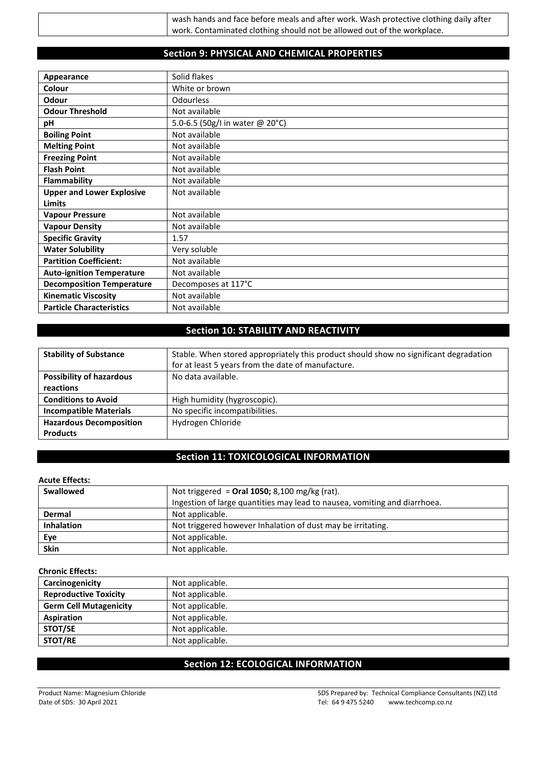| | wash hands and face before meals and after work. Wash protective clothing daily after work. Contaminated clothing should not be allowed out of the workplace. |
|---|---|

## Section 9: PHYSICAL AND CHEMICAL PROPERTIES

| | |
|---|---|
| **Appearance** | Solid flakes |
| **Colour** | White or brown |
| **Odour** | Odourless |
| **Odour Threshold** | Not available |
| **pH** | 5.0-6.5 (50g/l in water @ 20°C) |
| **Boiling Point** | Not available |
| **Melting Point** | Not available |
| **Freezing Point** | Not available |
| **Flash Point** | Not available |
| **Flammability** | Not available |
| **Upper and Lower Explosive Limits** | Not available |
| **Vapour Pressure** | Not available |
| **Vapour Density** | Not available |
| **Specific Gravity** | 1.57 |
| **Water Solubility** | Very soluble |
| **Partition Coefficient:** | Not available |
| **Auto-ignition Temperature** | Not available |
| **Decomposition Temperature** | Decomposes at 117°C |
| **Kinematic Viscosity** | Not available |
| **Particle Characteristics** | Not available |

## Section 10: STABILITY AND REACTIVITY

| | |
|---|---|
| **Stability of Substance** | Stable. When stored appropriately this product should show no significant degradation for at least 5 years from the date of manufacture. |
| **Possibility of hazardous reactions** | No data available. |
| **Conditions to Avoid** | High humidity (hygroscopic). |
| **Incompatible Materials** | No specific incompatibilities. |
| **Hazardous Decomposition Products** | Hydrogen Chloride |

## Section 11: TOXICOLOGICAL INFORMATION

**Acute Effects:**

| | |
|---|---|
| **Swallowed** | Not triggered = **Oral 1050;** 8,100 mg/kg (rat). Ingestion of large quantities may lead to nausea, vomiting and diarrhoea. |
| **Dermal** | Not applicable. |
| **Inhalation** | Not triggered however Inhalation of dust may be irritating. |
| **Eye** | Not applicable. |
| **Skin** | Not applicable. |

**Chronic Effects:**

| | |
|---|---|
| **Carcinogenicity** | Not applicable. |
| **Reproductive Toxicity** | Not applicable. |
| **Germ Cell Mutagenicity** | Not applicable. |
| **Aspiration** | Not applicable. |
| **STOT/SE** | Not applicable. |
| **STOT/RE** | Not applicable. |

## Section 12: ECOLOGICAL INFORMATION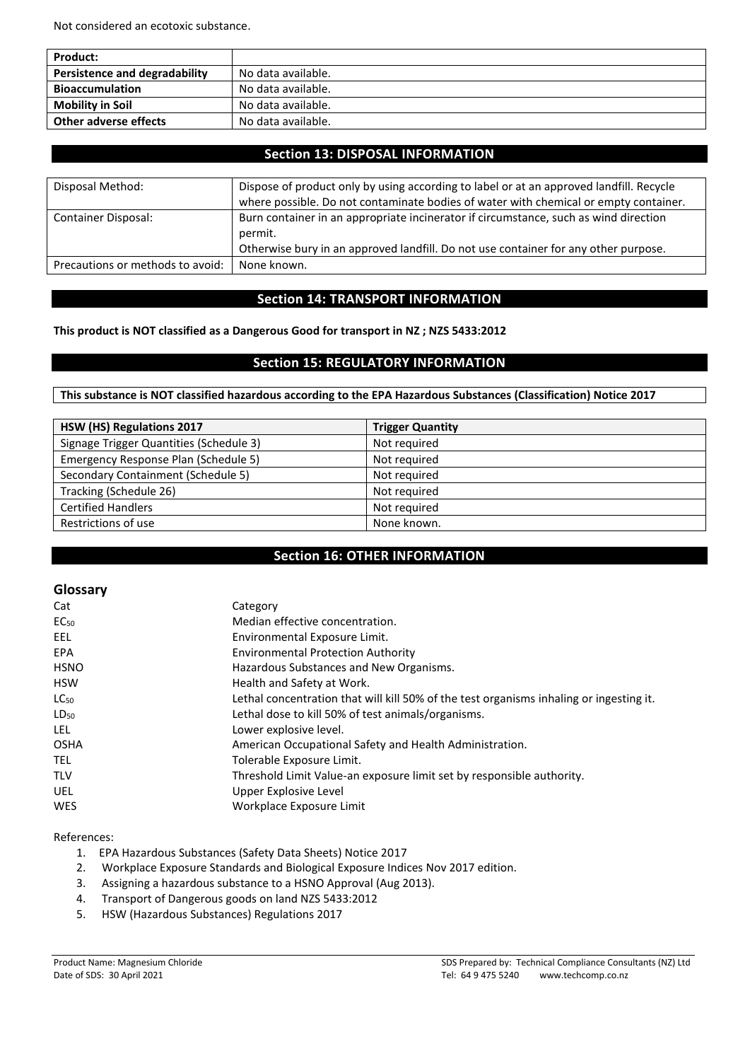Not considered an ecotoxic substance.

| **Product:** | |
|---|---|
| **Persistence and degradability** | No data available. |
| **Bioaccumulation** | No data available. |
| **Mobility in Soil** | No data available. |
| **Other adverse effects** | No data available. |

## Section 13: DISPOSAL INFORMATION

| Disposal Method: | Dispose of product only by using according to label or at an approved landfill. Recycle where possible. Do not contaminate bodies of water with chemical or empty container. |
|---|---|
| Container Disposal: | Burn container in an appropriate incinerator if circumstance, such as wind direction permit.<br>Otherwise bury in an approved landfill. Do not use container for any other purpose. |
| Precautions or methods to avoid: | None known. |

## Section 14: TRANSPORT INFORMATION

**This product is NOT classified as a Dangerous Good for transport in NZ ; NZS 5433:2012**

## Section 15: REGULATORY INFORMATION

**This substance is NOT classified hazardous according to the EPA Hazardous Substances (Classification) Notice 2017**

| HSW (HS) Regulations 2017 | Trigger Quantity |
|---|---|
| Signage Trigger Quantities (Schedule 3) | Not required |
| Emergency Response Plan (Schedule 5) | Not required |
| Secondary Containment (Schedule 5) | Not required |
| Tracking (Schedule 26) | Not required |
| Certified Handlers | Not required |
| Restrictions of use | None known. |

## Section 16: OTHER INFORMATION

### Glossary

| | |
|---|---|
| Cat | Category |
| $EC_{50}$ | Median effective concentration. |
| EEL | Environmental Exposure Limit. |
| EPA | Environmental Protection Authority |
| HSNO | Hazardous Substances and New Organisms. |
| HSW | Health and Safety at Work. |
| $LC_{50}$ | Lethal concentration that will kill 50% of the test organisms inhaling or ingesting it. |
| $LD_{50}$ | Lethal dose to kill 50% of test animals/organisms. |
| LEL | Lower explosive level. |
| OSHA | American Occupational Safety and Health Administration. |
| TEL | Tolerable Exposure Limit. |
| TLV | Threshold Limit Value-an exposure limit set by responsible authority. |
| UEL | Upper Explosive Level |
| WES | Workplace Exposure Limit |

References:

1. EPA Hazardous Substances (Safety Data Sheets) Notice 2017
2. Workplace Exposure Standards and Biological Exposure Indices Nov 2017 edition.
3. Assigning a hazardous substance to a HSNO Approval (Aug 2013).
4. Transport of Dangerous goods on land NZS 5433:2012
5. HSW (Hazardous Substances) Regulations 2017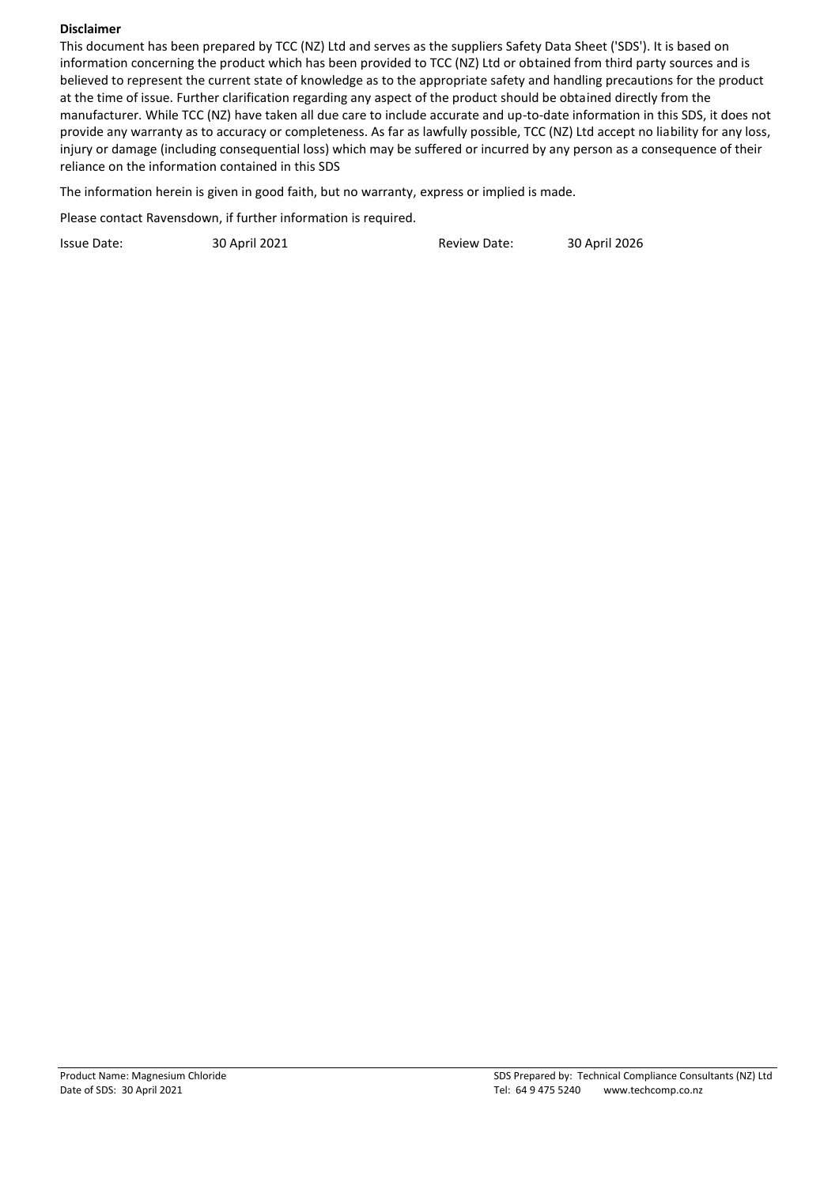**Disclaimer**

This document has been prepared by TCC (NZ) Ltd and serves as the suppliers Safety Data Sheet ('SDS'). It is based on information concerning the product which has been provided to TCC (NZ) Ltd or obtained from third party sources and is believed to represent the current state of knowledge as to the appropriate safety and handling precautions for the product at the time of issue. Further clarification regarding any aspect of the product should be obtained directly from the manufacturer. While TCC (NZ) have taken all due care to include accurate and up-to-date information in this SDS, it does not provide any warranty as to accuracy or completeness. As far as lawfully possible, TCC (NZ) Ltd accept no liability for any loss, injury or damage (including consequential loss) which may be suffered or incurred by any person as a consequence of their reliance on the information contained in this SDS

The information herein is given in good faith, but no warranty, express or implied is made.

Please contact Ravensdown, if further information is required.

| | | | |
|---|---|---|---|
| Issue Date: | 30 April 2021 | Review Date: | 30 April 2026 |